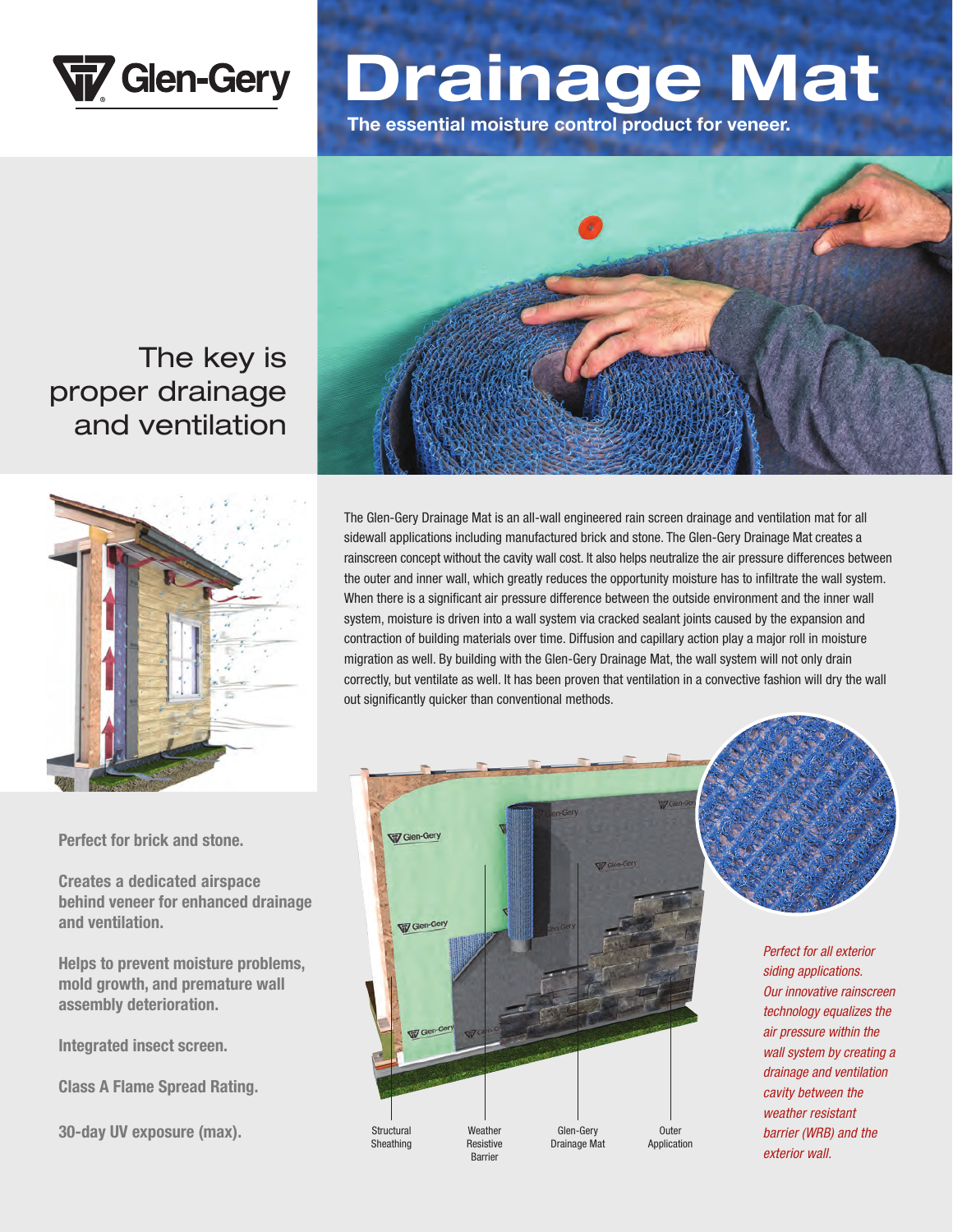Glen-Gery

# Drainage Mat

**The essential moisture control product for veneer.**

## The key is proper drainage and ventilation

The Glen-Gery Drainage Mat is an all-wall engineered rain screen drainage and ventilation mat for all sidewall applications including manufactured brick and stone. The Glen-Gery Drainage Mat creates a rainscreen concept without the cavity wall cost. It also helps neutralize the air pressure differences between the outer and inner wall, which greatly reduces the opportunity moisture has to infiltrate the wall system. When there is a significant air pressure difference between the outside environment and the inner wall system, moisture is driven into a wall system via cracked sealant joints caused by the expansion and contraction of building materials over time. Diffusion and capillary action play a major roll in moisture migration as well. By building with the Glen-Gery Drainage Mat, the wall system will not only drain correctly, but ventilate as well. It has been proven that ventilation in a convective fashion will dry the wall out significantly quicker than conventional methods.

**Perfect for brick and stone.**

**Creates a dedicated airspace behind veneer for enhanced drainage and ventilation.**

**Helps to prevent moisture problems, mold growth, and premature wall assembly deterioration.**

**Integrated insect screen.**

**Class A Flame Spread Rating.**

**30-day UV exposure (max).**

Structural Sheathing

Weather Resistive Barrier

Glen-Gery Drainage Mat

Outer Application

*Perfect for all exterior siding applications. Our innovative rainscreen technology equalizes the air pressure within the wall system by creating a drainage and ventilation cavity between the weather resistant barrier (WRB) and the exterior wall.*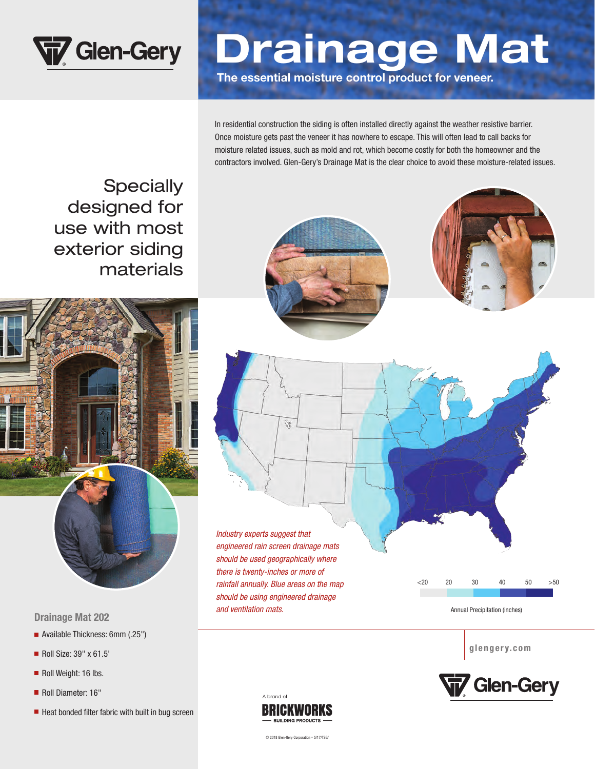Glen-Gery

# Drainage Mat

**The essential moisture control product for veneer.**

In residential construction the siding is often installed directly against the weather resistive barrier. Once moisture gets past the veneer it has nowhere to escape. This will often lead to call backs for moisture related issues, such as mold and rot, which become costly for both the homeowner and the contractors involved. Glen-Gery's Drainage Mat is the clear choice to avoid these moisture-related issues.

## Specially designed for use with most exterior siding materials

*Industry experts suggest that engineered rain screen drainage mats should be used geographically where there is twenty-inches or more of rainfall annually. Blue areas on the map should be using engineered drainage and ventilation mats.*

<20
20
30
40
50
>50

Annual Precipitation (inches)

### Drainage Mat 202

- Available Thickness: 6mm (.25")
- Roll Size: 39" x 61.5'
- Roll Weight: 16 lbs.
- Roll Diameter: 16"
- Heat bonded filter fabric with built in bug screen

glengery.com

Glen-Gery

A brand of BRICKWORKS BUILDING PRODUCTS

© 2018 Glen-Gery Corporation • 5/17/TSG/